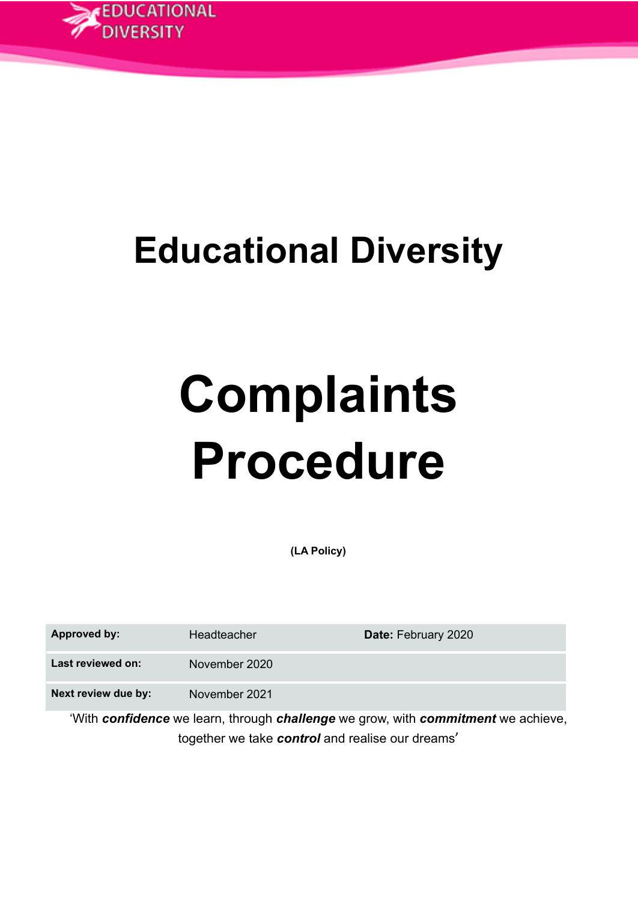EDUCATIONAL DIVERSITY

# Educational Diversity

# Complaints Procedure

**(LA Policy)**

| **Approved by:** | Headteacher | **Date:** February 2020 |
| --- | --- | --- |
| **Last reviewed on:** | November 2020 | |
| **Next review due by:** | November 2021 | |

'With ***confidence*** we learn, through ***challenge*** we grow, with ***commitment*** we achieve, together we take ***control*** and realise our dreams'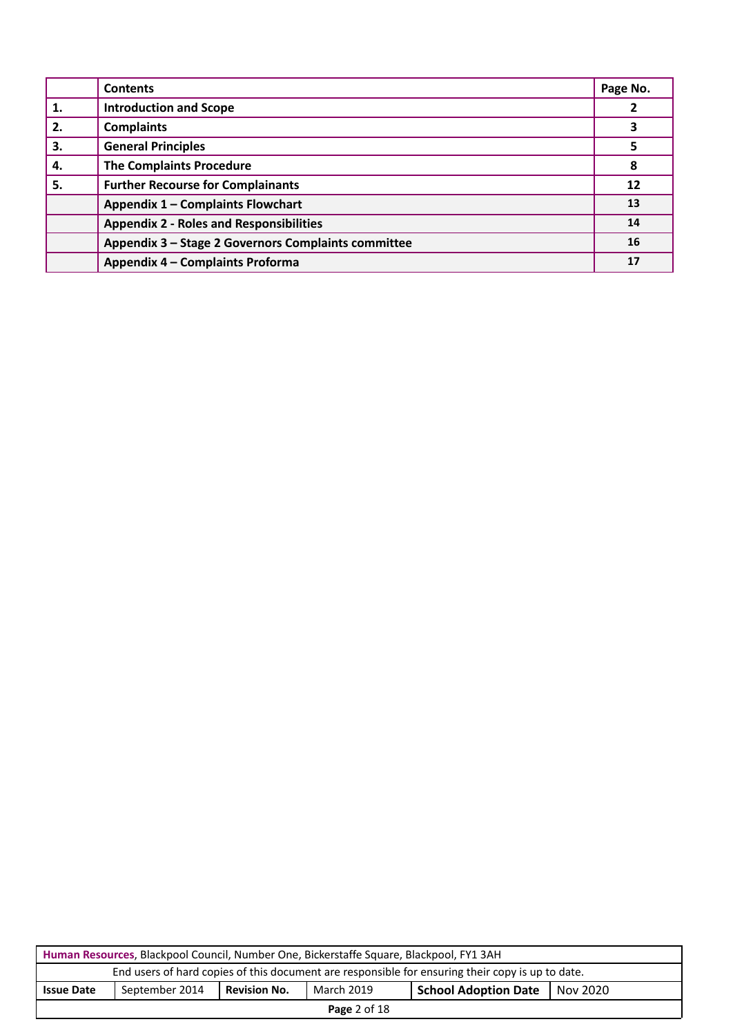| | Contents | Page No. |
|---|---|---|
| **1.** | **Introduction and Scope** | **2** |
| **2.** | **Complaints** | **3** |
| **3.** | **General Principles** | **5** |
| **4.** | **The Complaints Procedure** | **8** |
| **5.** | **Further Recourse for Complainants** | **12** |
| | **Appendix 1 – Complaints Flowchart** | **13** |
| | **Appendix 2 - Roles and Responsibilities** | **14** |
| | **Appendix 3 – Stage 2 Governors Complaints committee** | **16** |
| | **Appendix 4 – Complaints Proforma** | **17** |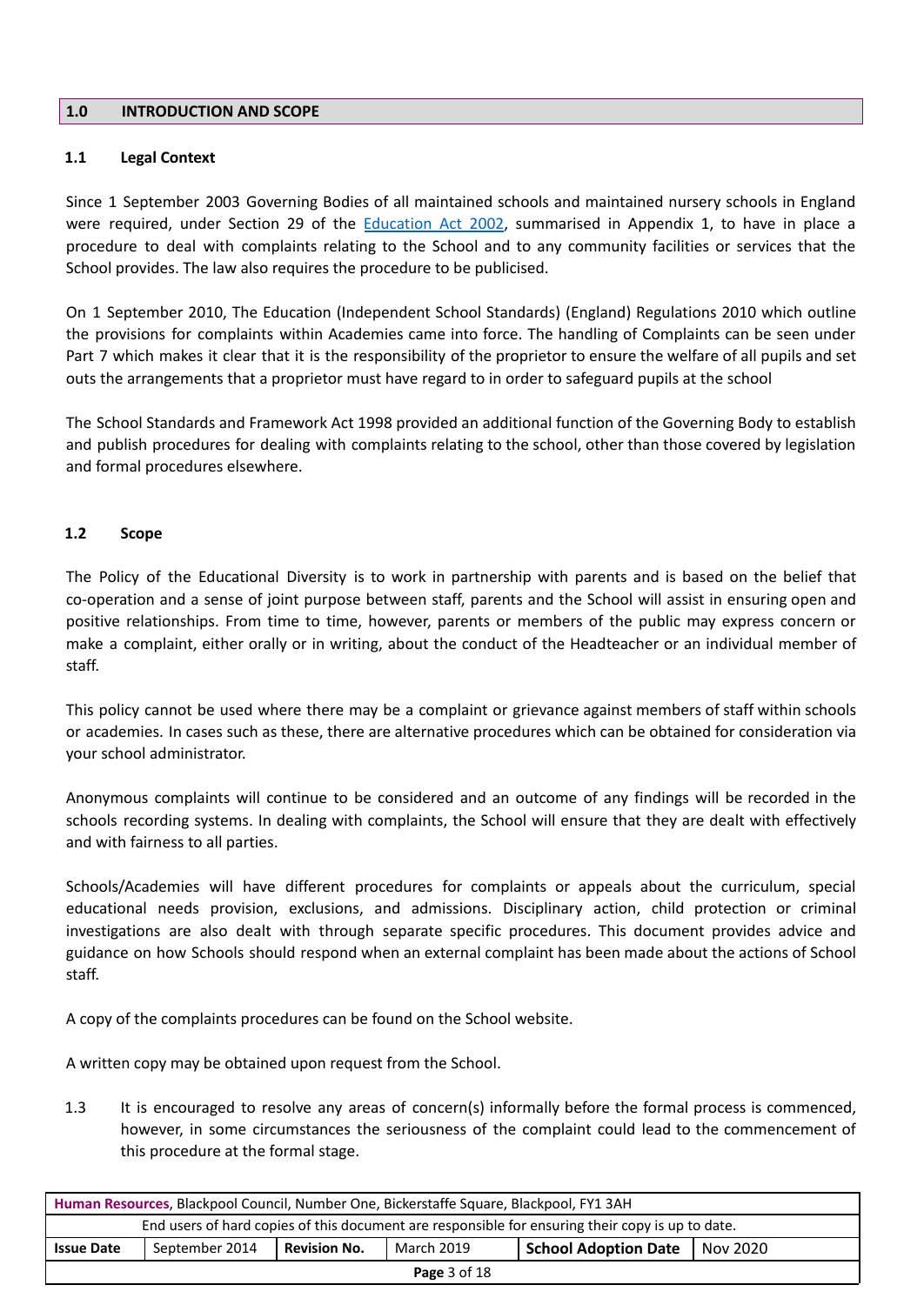## 1.0 INTRODUCTION AND SCOPE

### 1.1 Legal Context

Since 1 September 2003 Governing Bodies of all maintained schools and maintained nursery schools in England were required, under Section 29 of the Education Act 2002, summarised in Appendix 1, to have in place a procedure to deal with complaints relating to the School and to any community facilities or services that the School provides. The law also requires the procedure to be publicised.

On 1 September 2010, The Education (Independent School Standards) (England) Regulations 2010 which outline the provisions for complaints within Academies came into force. The handling of Complaints can be seen under Part 7 which makes it clear that it is the responsibility of the proprietor to ensure the welfare of all pupils and set outs the arrangements that a proprietor must have regard to in order to safeguard pupils at the school

The School Standards and Framework Act 1998 provided an additional function of the Governing Body to establish and publish procedures for dealing with complaints relating to the school, other than those covered by legislation and formal procedures elsewhere.

### 1.2 Scope

The Policy of the Educational Diversity is to work in partnership with parents and is based on the belief that co-operation and a sense of joint purpose between staff, parents and the School will assist in ensuring open and positive relationships. From time to time, however, parents or members of the public may express concern or make a complaint, either orally or in writing, about the conduct of the Headteacher or an individual member of staff.

This policy cannot be used where there may be a complaint or grievance against members of staff within schools or academies. In cases such as these, there are alternative procedures which can be obtained for consideration via your school administrator.

Anonymous complaints will continue to be considered and an outcome of any findings will be recorded in the schools recording systems. In dealing with complaints, the School will ensure that they are dealt with effectively and with fairness to all parties.

Schools/Academies will have different procedures for complaints or appeals about the curriculum, special educational needs provision, exclusions, and admissions. Disciplinary action, child protection or criminal investigations are also dealt with through separate specific procedures. This document provides advice and guidance on how Schools should respond when an external complaint has been made about the actions of School staff.

A copy of the complaints procedures can be found on the School website.

A written copy may be obtained upon request from the School.

1.3 It is encouraged to resolve any areas of concern(s) informally before the formal process is commenced, however, in some circumstances the seriousness of the complaint could lead to the commencement of this procedure at the formal stage.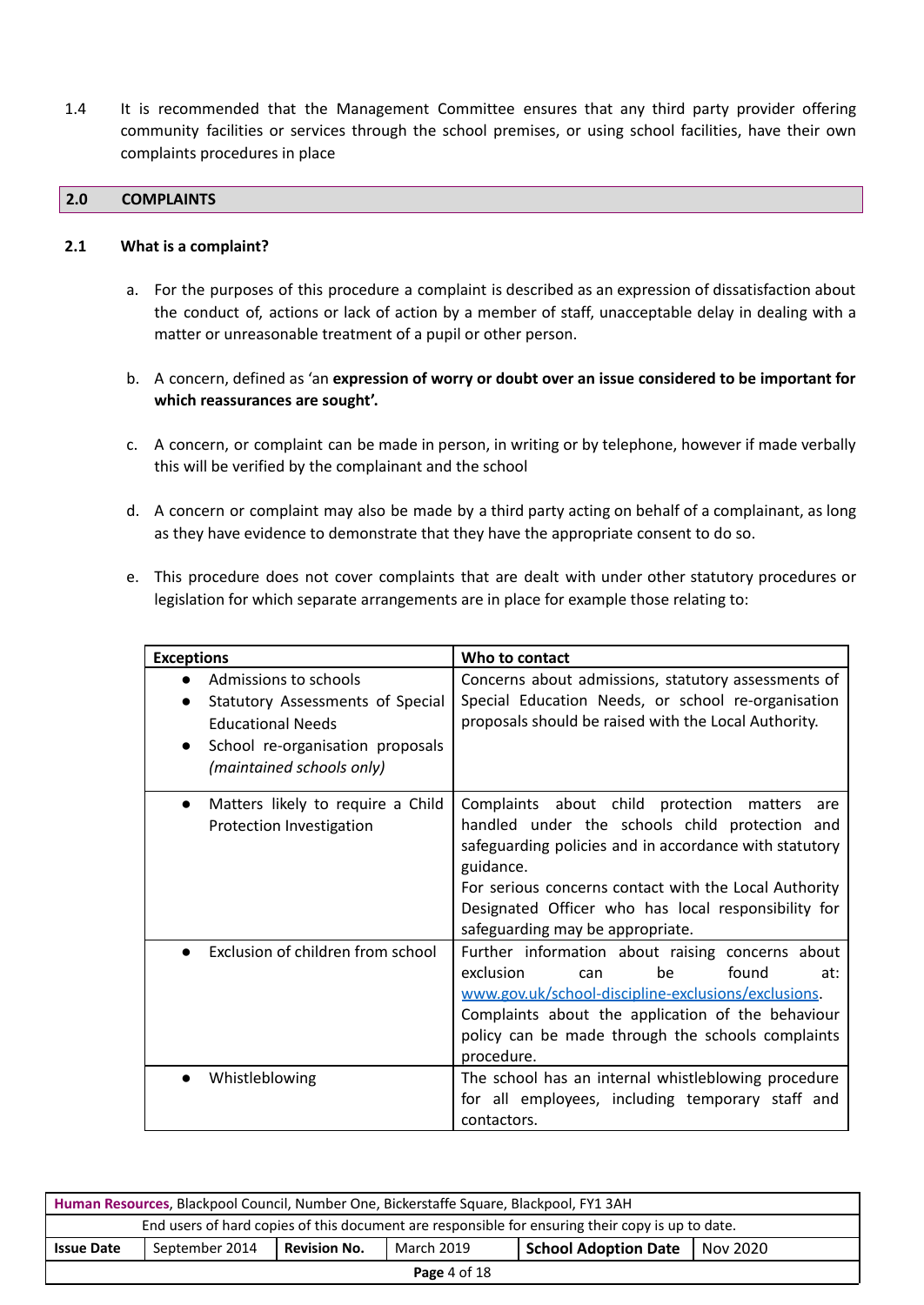1.4 It is recommended that the Management Committee ensures that any third party provider offering community facilities or services through the school premises, or using school facilities, have their own complaints procedures in place

## 2.0 COMPLAINTS

### 2.1 What is a complaint?

a. For the purposes of this procedure a complaint is described as an expression of dissatisfaction about the conduct of, actions or lack of action by a member of staff, unacceptable delay in dealing with a matter or unreasonable treatment of a pupil or other person.

b. A concern, defined as 'an **expression of worry or doubt over an issue considered to be important for which reassurances are sought'.**

c. A concern, or complaint can be made in person, in writing or by telephone, however if made verbally this will be verified by the complainant and the school

d. A concern or complaint may also be made by a third party acting on behalf of a complainant, as long as they have evidence to demonstrate that they have the appropriate consent to do so.

e. This procedure does not cover complaints that are dealt with under other statutory procedures or legislation for which separate arrangements are in place for example those relating to:

| Exceptions | Who to contact |
|---|---|
| • Admissions to schools<br>• Statutory Assessments of Special Educational Needs<br>• School re-organisation proposals *(maintained schools only)* | Concerns about admissions, statutory assessments of Special Education Needs, or school re-organisation proposals should be raised with the Local Authority. |
| • Matters likely to require a Child Protection Investigation | Complaints about child protection matters are handled under the schools child protection and safeguarding policies and in accordance with statutory guidance.<br>For serious concerns contact with the Local Authority Designated Officer who has local responsibility for safeguarding may be appropriate. |
| • Exclusion of children from school | Further information about raising concerns about exclusion can be found at: www.gov.uk/school-discipline-exclusions/exclusions.<br>Complaints about the application of the behaviour policy can be made through the schools complaints procedure. |
| • Whistleblowing | The school has an internal whistleblowing procedure for all employees, including temporary staff and contactors. |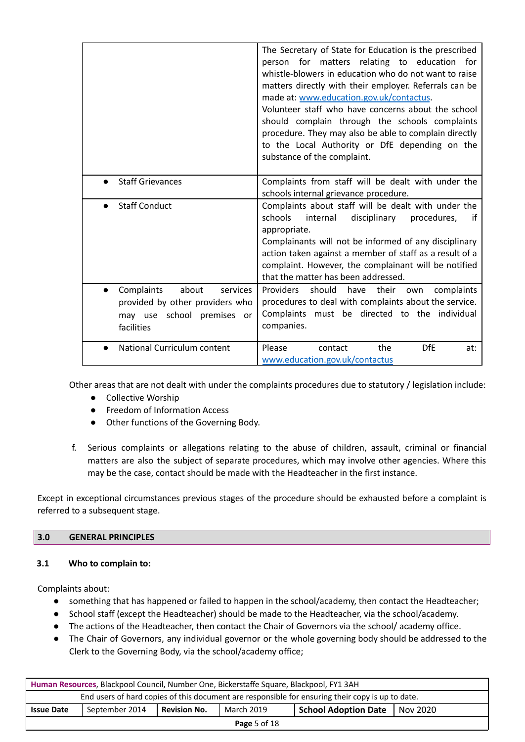| | |
|---|---|
| | The Secretary of State for Education is the prescribed person for matters relating to education for whistle-blowers in education who do not want to raise matters directly with their employer. Referrals can be made at: www.education.gov.uk/contactus. Volunteer staff who have concerns about the school should complain through the schools complaints procedure. They may also be able to complain directly to the Local Authority or DfE depending on the substance of the complaint. |
| • Staff Grievances | Complaints from staff will be dealt with under the schools internal grievance procedure. |
| • Staff Conduct | Complaints about staff will be dealt with under the schools internal disciplinary procedures, if appropriate. Complainants will not be informed of any disciplinary action taken against a member of staff as a result of a complaint. However, the complainant will be notified that the matter has been addressed. |
| • Complaints about services provided by other providers who may use school premises or facilities | Providers should have their own complaints procedures to deal with complaints about the service. Complaints must be directed to the individual companies. |
| • National Curriculum content | Please contact the DfE at: www.education.gov.uk/contactus |

Other areas that are not dealt with under the complaints procedures due to statutory / legislation include:

- Collective Worship
- Freedom of Information Access
- Other functions of the Governing Body.

f. Serious complaints or allegations relating to the abuse of children, assault, criminal or financial matters are also the subject of separate procedures, which may involve other agencies. Where this may be the case, contact should be made with the Headteacher in the first instance.

Except in exceptional circumstances previous stages of the procedure should be exhausted before a complaint is referred to a subsequent stage.

## 3.0 GENERAL PRINCIPLES

### 3.1 Who to complain to:

Complaints about:

- something that has happened or failed to happen in the school/academy, then contact the Headteacher;
- School staff (except the Headteacher) should be made to the Headteacher, via the school/academy.
- The actions of the Headteacher, then contact the Chair of Governors via the school/ academy office.
- The Chair of Governors, any individual governor or the whole governing body should be addressed to the Clerk to the Governing Body, via the school/academy office;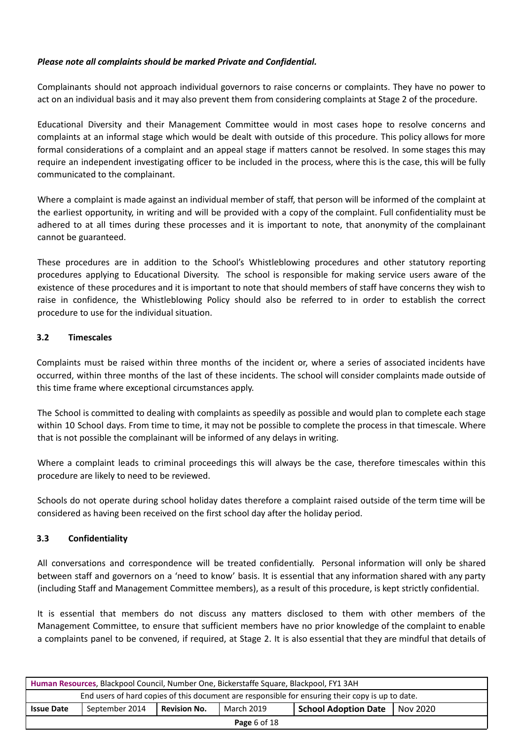***Please note all complaints should be marked Private and Confidential.***

Complainants should not approach individual governors to raise concerns or complaints. They have no power to act on an individual basis and it may also prevent them from considering complaints at Stage 2 of the procedure.

Educational Diversity and their Management Committee would in most cases hope to resolve concerns and complaints at an informal stage which would be dealt with outside of this procedure. This policy allows for more formal considerations of a complaint and an appeal stage if matters cannot be resolved. In some stages this may require an independent investigating officer to be included in the process, where this is the case, this will be fully communicated to the complainant.

Where a complaint is made against an individual member of staff, that person will be informed of the complaint at the earliest opportunity, in writing and will be provided with a copy of the complaint. Full confidentiality must be adhered to at all times during these processes and it is important to note, that anonymity of the complainant cannot be guaranteed.

These procedures are in addition to the School's Whistleblowing procedures and other statutory reporting procedures applying to Educational Diversity. The school is responsible for making service users aware of the existence of these procedures and it is important to note that should members of staff have concerns they wish to raise in confidence, the Whistleblowing Policy should also be referred to in order to establish the correct procedure to use for the individual situation.

### 3.2 Timescales

Complaints must be raised within three months of the incident or, where a series of associated incidents have occurred, within three months of the last of these incidents. The school will consider complaints made outside of this time frame where exceptional circumstances apply.

The School is committed to dealing with complaints as speedily as possible and would plan to complete each stage within 10 School days. From time to time, it may not be possible to complete the process in that timescale. Where that is not possible the complainant will be informed of any delays in writing.

Where a complaint leads to criminal proceedings this will always be the case, therefore timescales within this procedure are likely to need to be reviewed.

Schools do not operate during school holiday dates therefore a complaint raised outside of the term time will be considered as having been received on the first school day after the holiday period.

### 3.3 Confidentiality

All conversations and correspondence will be treated confidentially. Personal information will only be shared between staff and governors on a 'need to know' basis. It is essential that any information shared with any party (including Staff and Management Committee members), as a result of this procedure, is kept strictly confidential.

It is essential that members do not discuss any matters disclosed to them with other members of the Management Committee, to ensure that sufficient members have no prior knowledge of the complaint to enable a complaints panel to be convened, if required, at Stage 2. It is also essential that they are mindful that details of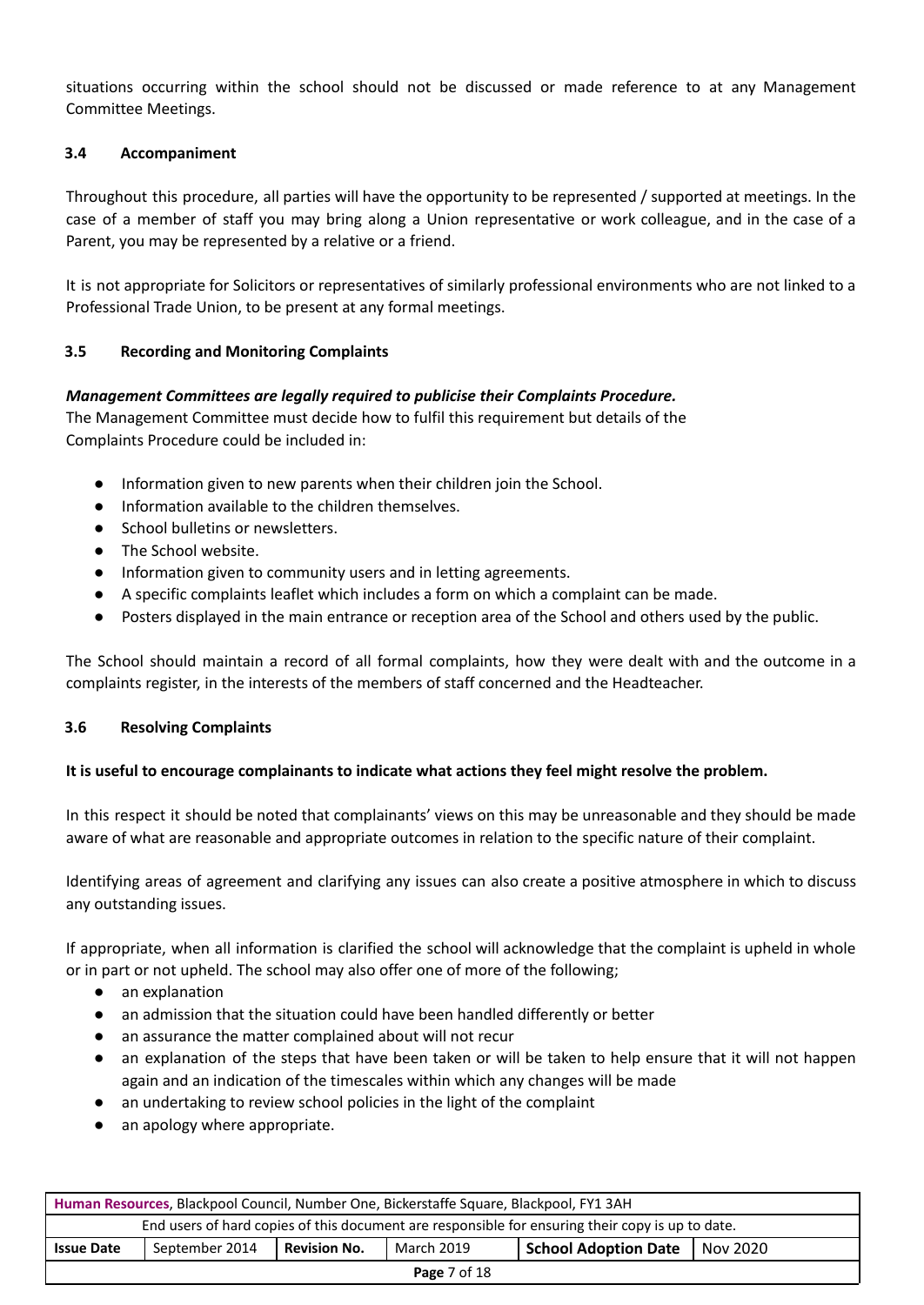situations occurring within the school should not be discussed or made reference to at any Management Committee Meetings.

### 3.4 Accompaniment

Throughout this procedure, all parties will have the opportunity to be represented / supported at meetings. In the case of a member of staff you may bring along a Union representative or work colleague, and in the case of a Parent, you may be represented by a relative or a friend.

It is not appropriate for Solicitors or representatives of similarly professional environments who are not linked to a Professional Trade Union, to be present at any formal meetings.

### 3.5 Recording and Monitoring Complaints

***Management Committees are legally required to publicise their Complaints Procedure.***
The Management Committee must decide how to fulfil this requirement but details of the Complaints Procedure could be included in:

- Information given to new parents when their children join the School.
- Information available to the children themselves.
- School bulletins or newsletters.
- The School website.
- Information given to community users and in letting agreements.
- A specific complaints leaflet which includes a form on which a complaint can be made.
- Posters displayed in the main entrance or reception area of the School and others used by the public.

The School should maintain a record of all formal complaints, how they were dealt with and the outcome in a complaints register, in the interests of the members of staff concerned and the Headteacher.

### 3.6 Resolving Complaints

**It is useful to encourage complainants to indicate what actions they feel might resolve the problem.**

In this respect it should be noted that complainants' views on this may be unreasonable and they should be made aware of what are reasonable and appropriate outcomes in relation to the specific nature of their complaint.

Identifying areas of agreement and clarifying any issues can also create a positive atmosphere in which to discuss any outstanding issues.

If appropriate, when all information is clarified the school will acknowledge that the complaint is upheld in whole or in part or not upheld. The school may also offer one of more of the following;

- an explanation
- an admission that the situation could have been handled differently or better
- an assurance the matter complained about will not recur
- an explanation of the steps that have been taken or will be taken to help ensure that it will not happen again and an indication of the timescales within which any changes will be made
- an undertaking to review school policies in the light of the complaint
- an apology where appropriate.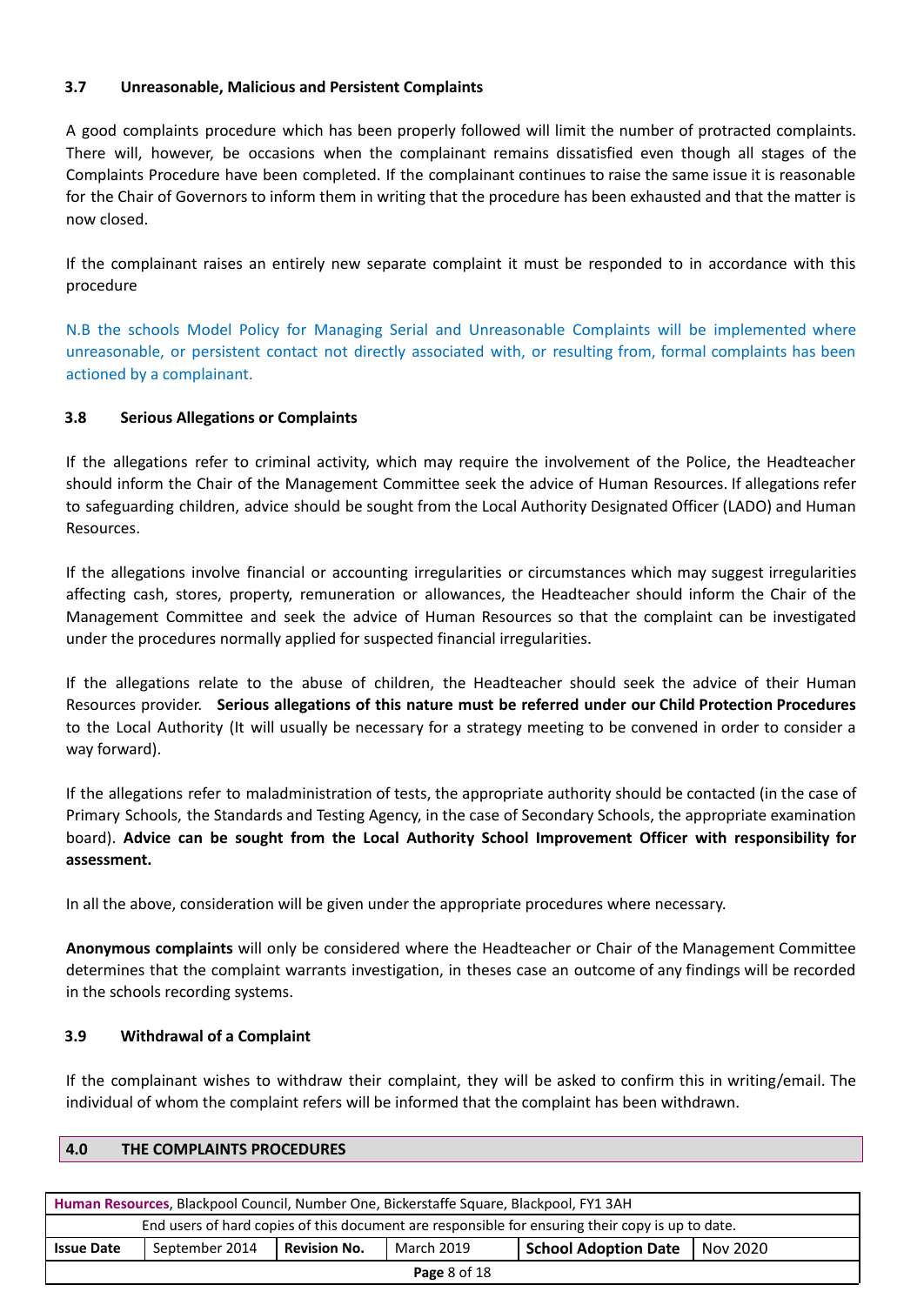### 3.7 Unreasonable, Malicious and Persistent Complaints

A good complaints procedure which has been properly followed will limit the number of protracted complaints. There will, however, be occasions when the complainant remains dissatisfied even though all stages of the Complaints Procedure have been completed. If the complainant continues to raise the same issue it is reasonable for the Chair of Governors to inform them in writing that the procedure has been exhausted and that the matter is now closed.

If the complainant raises an entirely new separate complaint it must be responded to in accordance with this procedure

N.B the schools Model Policy for Managing Serial and Unreasonable Complaints will be implemented where unreasonable, or persistent contact not directly associated with, or resulting from, formal complaints has been actioned by a complainant.

### 3.8 Serious Allegations or Complaints

If the allegations refer to criminal activity, which may require the involvement of the Police, the Headteacher should inform the Chair of the Management Committee seek the advice of Human Resources. If allegations refer to safeguarding children, advice should be sought from the Local Authority Designated Officer (LADO) and Human Resources.

If the allegations involve financial or accounting irregularities or circumstances which may suggest irregularities affecting cash, stores, property, remuneration or allowances, the Headteacher should inform the Chair of the Management Committee and seek the advice of Human Resources so that the complaint can be investigated under the procedures normally applied for suspected financial irregularities.

If the allegations relate to the abuse of children, the Headteacher should seek the advice of their Human Resources provider. **Serious allegations of this nature must be referred under our Child Protection Procedures** to the Local Authority (It will usually be necessary for a strategy meeting to be convened in order to consider a way forward).

If the allegations refer to maladministration of tests, the appropriate authority should be contacted (in the case of Primary Schools, the Standards and Testing Agency, in the case of Secondary Schools, the appropriate examination board). **Advice can be sought from the Local Authority School Improvement Officer with responsibility for assessment.**

In all the above, consideration will be given under the appropriate procedures where necessary.

**Anonymous complaints** will only be considered where the Headteacher or Chair of the Management Committee determines that the complaint warrants investigation, in theses case an outcome of any findings will be recorded in the schools recording systems.

### 3.9 Withdrawal of a Complaint

If the complainant wishes to withdraw their complaint, they will be asked to confirm this in writing/email. The individual of whom the complaint refers will be informed that the complaint has been withdrawn.

## 4.0 THE COMPLAINTS PROCEDURES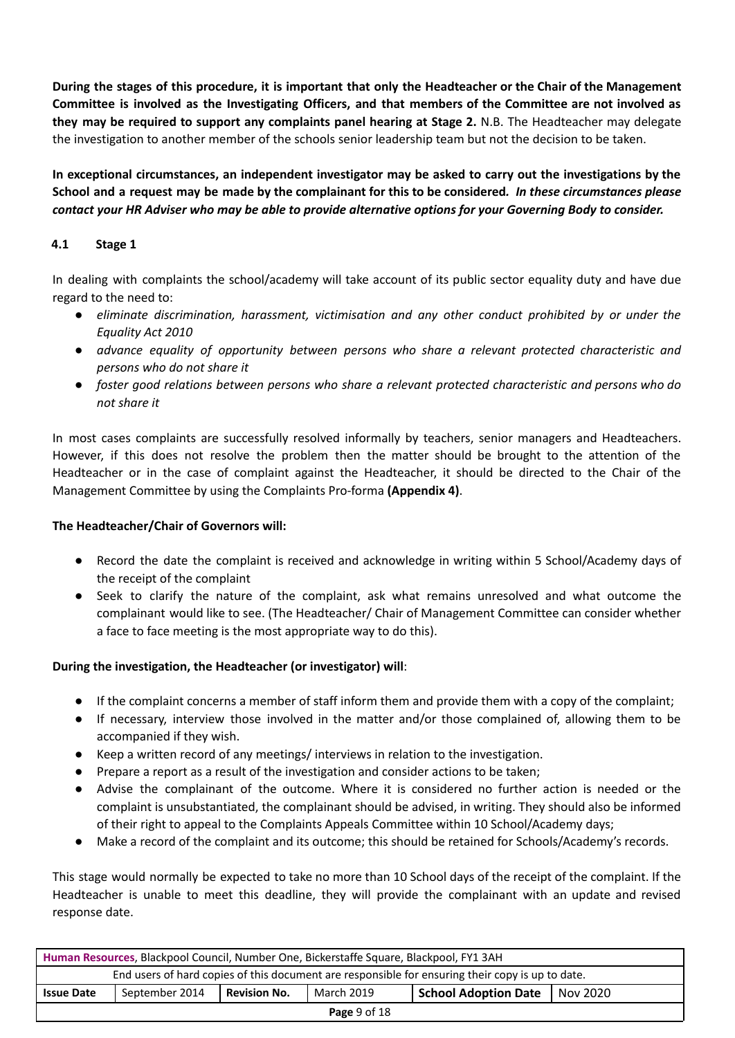**During the stages of this procedure, it is important that only the Headteacher or the Chair of the Management Committee is involved as the Investigating Officers, and that members of the Committee are not involved as they may be required to support any complaints panel hearing at Stage 2.** N.B. The Headteacher may delegate the investigation to another member of the schools senior leadership team but not the decision to be taken.

**In exceptional circumstances, an independent investigator may be asked to carry out the investigations by the School and a request may be made by the complainant for this to be considered.** ***In these circumstances please contact your HR Adviser who may be able to provide alternative options for your Governing Body to consider.***

### 4.1 Stage 1

In dealing with complaints the school/academy will take account of its public sector equality duty and have due regard to the need to:

- *eliminate discrimination, harassment, victimisation and any other conduct prohibited by or under the Equality Act 2010*
- *advance equality of opportunity between persons who share a relevant protected characteristic and persons who do not share it*
- *foster good relations between persons who share a relevant protected characteristic and persons who do not share it*

In most cases complaints are successfully resolved informally by teachers, senior managers and Headteachers. However, if this does not resolve the problem then the matter should be brought to the attention of the Headteacher or in the case of complaint against the Headteacher, it should be directed to the Chair of the Management Committee by using the Complaints Pro-forma **(Appendix 4)**.

**The Headteacher/Chair of Governors will:**

- Record the date the complaint is received and acknowledge in writing within 5 School/Academy days of the receipt of the complaint
- Seek to clarify the nature of the complaint, ask what remains unresolved and what outcome the complainant would like to see. (The Headteacher/ Chair of Management Committee can consider whether a face to face meeting is the most appropriate way to do this).

**During the investigation, the Headteacher (or investigator) will**:

- If the complaint concerns a member of staff inform them and provide them with a copy of the complaint;
- If necessary, interview those involved in the matter and/or those complained of, allowing them to be accompanied if they wish.
- Keep a written record of any meetings/ interviews in relation to the investigation.
- Prepare a report as a result of the investigation and consider actions to be taken;
- Advise the complainant of the outcome. Where it is considered no further action is needed or the complaint is unsubstantiated, the complainant should be advised, in writing. They should also be informed of their right to appeal to the Complaints Appeals Committee within 10 School/Academy days;
- Make a record of the complaint and its outcome; this should be retained for Schools/Academy's records.

This stage would normally be expected to take no more than 10 School days of the receipt of the complaint. If the Headteacher is unable to meet this deadline, they will provide the complainant with an update and revised response date.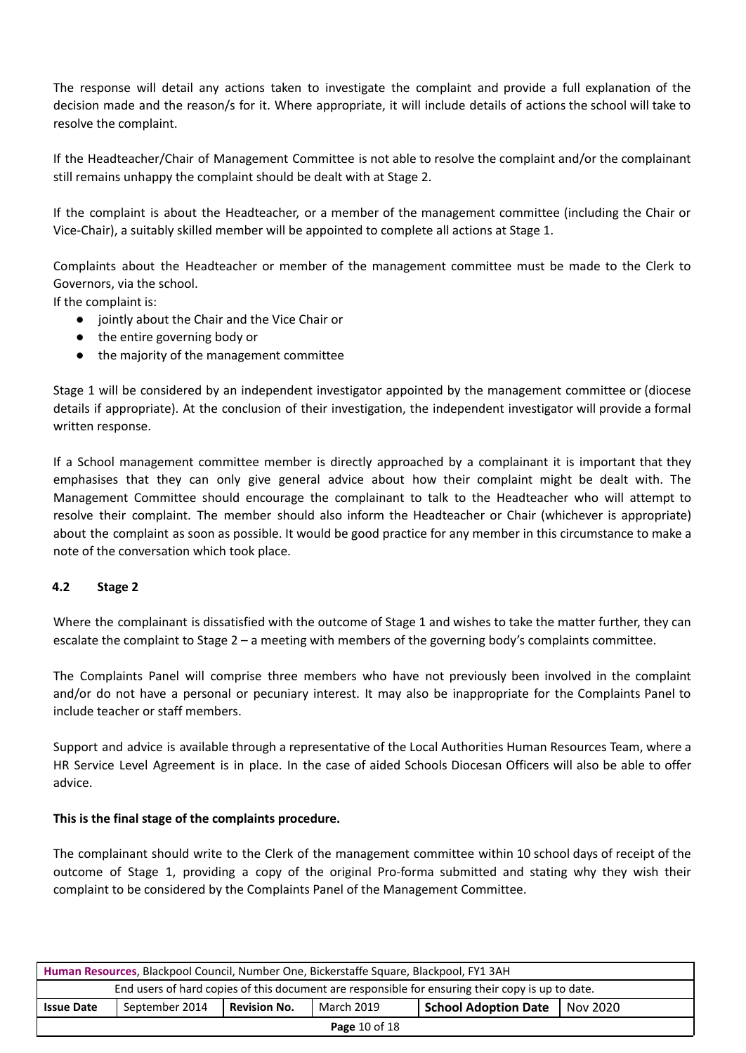The response will detail any actions taken to investigate the complaint and provide a full explanation of the decision made and the reason/s for it. Where appropriate, it will include details of actions the school will take to resolve the complaint.

If the Headteacher/Chair of Management Committee is not able to resolve the complaint and/or the complainant still remains unhappy the complaint should be dealt with at Stage 2.

If the complaint is about the Headteacher, or a member of the management committee (including the Chair or Vice-Chair), a suitably skilled member will be appointed to complete all actions at Stage 1.

Complaints about the Headteacher or member of the management committee must be made to the Clerk to Governors, via the school.

If the complaint is:

- jointly about the Chair and the Vice Chair or
- the entire governing body or
- the majority of the management committee

Stage 1 will be considered by an independent investigator appointed by the management committee or (diocese details if appropriate). At the conclusion of their investigation, the independent investigator will provide a formal written response.

If a School management committee member is directly approached by a complainant it is important that they emphasises that they can only give general advice about how their complaint might be dealt with. The Management Committee should encourage the complainant to talk to the Headteacher who will attempt to resolve their complaint. The member should also inform the Headteacher or Chair (whichever is appropriate) about the complaint as soon as possible. It would be good practice for any member in this circumstance to make a note of the conversation which took place.

### 4.2 Stage 2

Where the complainant is dissatisfied with the outcome of Stage 1 and wishes to take the matter further, they can escalate the complaint to Stage 2 – a meeting with members of the governing body's complaints committee.

The Complaints Panel will comprise three members who have not previously been involved in the complaint and/or do not have a personal or pecuniary interest. It may also be inappropriate for the Complaints Panel to include teacher or staff members.

Support and advice is available through a representative of the Local Authorities Human Resources Team, where a HR Service Level Agreement is in place. In the case of aided Schools Diocesan Officers will also be able to offer advice.

**This is the final stage of the complaints procedure.**

The complainant should write to the Clerk of the management committee within 10 school days of receipt of the outcome of Stage 1, providing a copy of the original Pro-forma submitted and stating why they wish their complaint to be considered by the Complaints Panel of the Management Committee.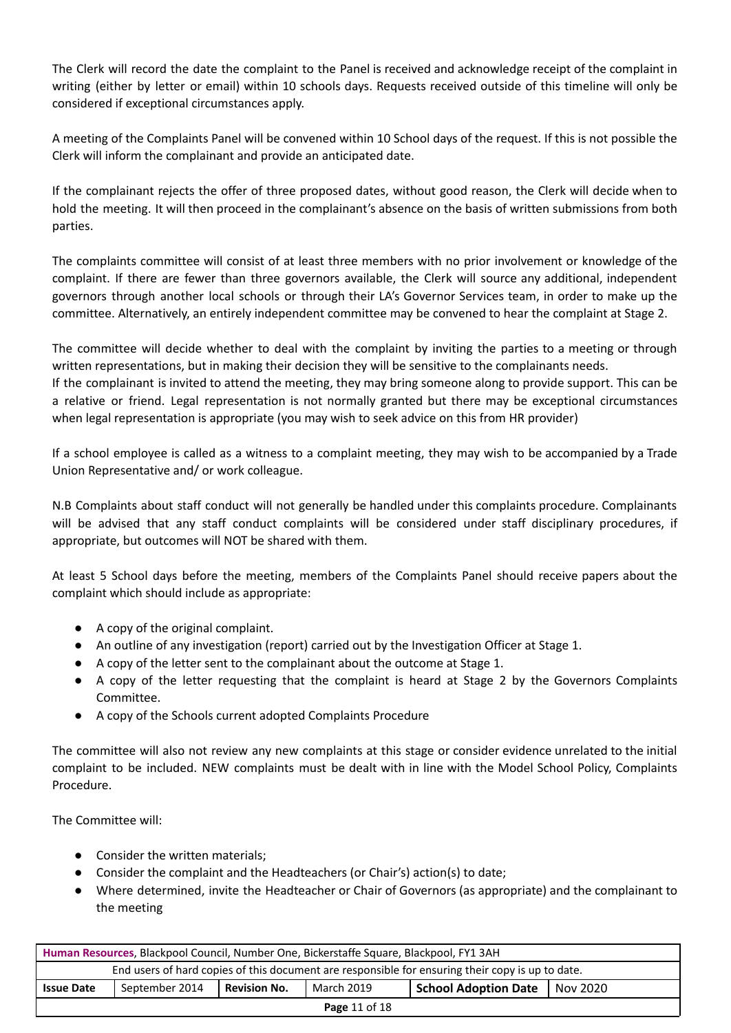The Clerk will record the date the complaint to the Panel is received and acknowledge receipt of the complaint in writing (either by letter or email) within 10 schools days. Requests received outside of this timeline will only be considered if exceptional circumstances apply.

A meeting of the Complaints Panel will be convened within 10 School days of the request. If this is not possible the Clerk will inform the complainant and provide an anticipated date.

If the complainant rejects the offer of three proposed dates, without good reason, the Clerk will decide when to hold the meeting. It will then proceed in the complainant's absence on the basis of written submissions from both parties.

The complaints committee will consist of at least three members with no prior involvement or knowledge of the complaint. If there are fewer than three governors available, the Clerk will source any additional, independent governors through another local schools or through their LA's Governor Services team, in order to make up the committee. Alternatively, an entirely independent committee may be convened to hear the complaint at Stage 2.

The committee will decide whether to deal with the complaint by inviting the parties to a meeting or through written representations, but in making their decision they will be sensitive to the complainants needs.
If the complainant is invited to attend the meeting, they may bring someone along to provide support. This can be a relative or friend. Legal representation is not normally granted but there may be exceptional circumstances when legal representation is appropriate (you may wish to seek advice on this from HR provider)

If a school employee is called as a witness to a complaint meeting, they may wish to be accompanied by a Trade Union Representative and/ or work colleague.

N.B Complaints about staff conduct will not generally be handled under this complaints procedure. Complainants will be advised that any staff conduct complaints will be considered under staff disciplinary procedures, if appropriate, but outcomes will NOT be shared with them.

At least 5 School days before the meeting, members of the Complaints Panel should receive papers about the complaint which should include as appropriate:

- A copy of the original complaint.
- An outline of any investigation (report) carried out by the Investigation Officer at Stage 1.
- A copy of the letter sent to the complainant about the outcome at Stage 1.
- A copy of the letter requesting that the complaint is heard at Stage 2 by the Governors Complaints Committee.
- A copy of the Schools current adopted Complaints Procedure

The committee will also not review any new complaints at this stage or consider evidence unrelated to the initial complaint to be included. NEW complaints must be dealt with in line with the Model School Policy, Complaints Procedure.

The Committee will:

- Consider the written materials;
- Consider the complaint and the Headteachers (or Chair's) action(s) to date;
- Where determined, invite the Headteacher or Chair of Governors (as appropriate) and the complainant to the meeting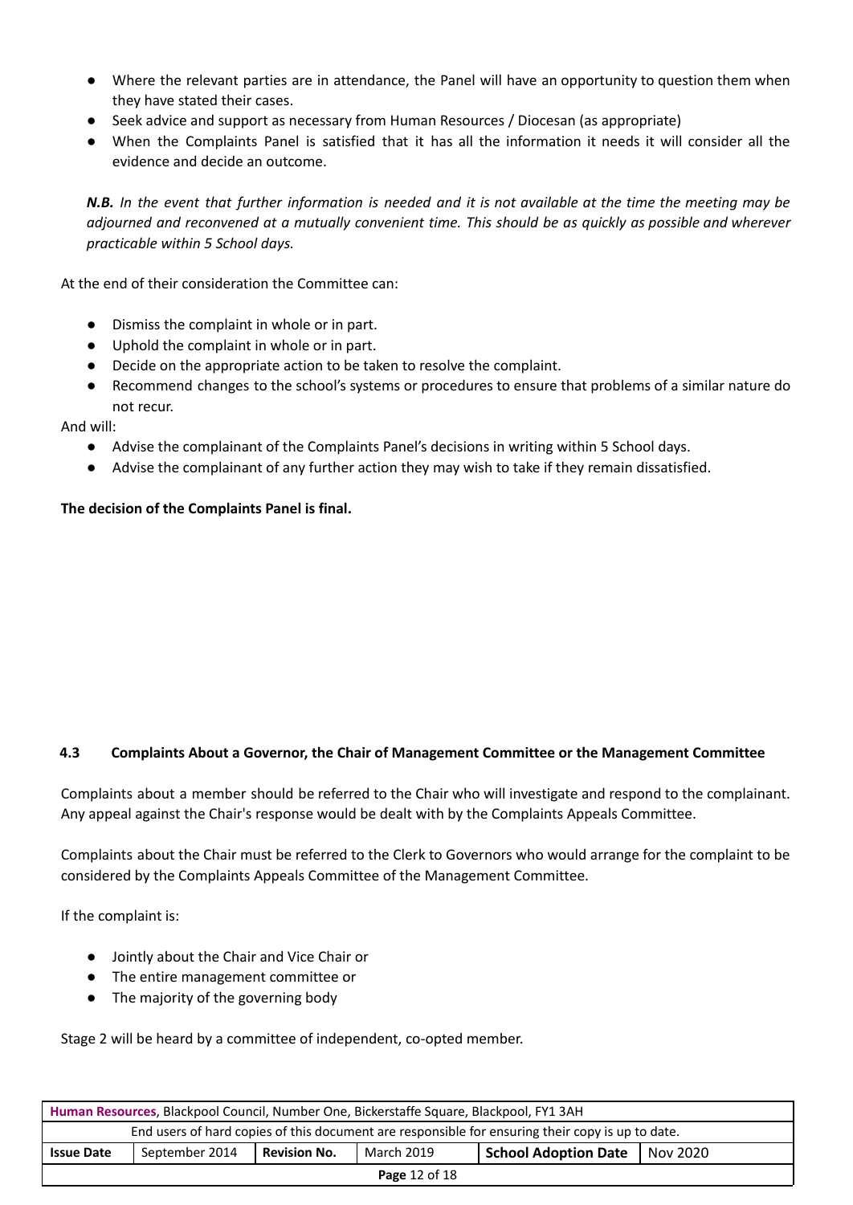- Where the relevant parties are in attendance, the Panel will have an opportunity to question them when they have stated their cases.
- Seek advice and support as necessary from Human Resources / Diocesan (as appropriate)
- When the Complaints Panel is satisfied that it has all the information it needs it will consider all the evidence and decide an outcome.

***N.B.*** *In the event that further information is needed and it is not available at the time the meeting may be adjourned and reconvened at a mutually convenient time. This should be as quickly as possible and wherever practicable within 5 School days.*

At the end of their consideration the Committee can:

- Dismiss the complaint in whole or in part.
- Uphold the complaint in whole or in part.
- Decide on the appropriate action to be taken to resolve the complaint.
- Recommend changes to the school's systems or procedures to ensure that problems of a similar nature do not recur.

And will:

- Advise the complainant of the Complaints Panel's decisions in writing within 5 School days.
- Advise the complainant of any further action they may wish to take if they remain dissatisfied.

**The decision of the Complaints Panel is final.**

### 4.3 Complaints About a Governor, the Chair of Management Committee or the Management Committee

Complaints about a member should be referred to the Chair who will investigate and respond to the complainant. Any appeal against the Chair's response would be dealt with by the Complaints Appeals Committee.

Complaints about the Chair must be referred to the Clerk to Governors who would arrange for the complaint to be considered by the Complaints Appeals Committee of the Management Committee.

If the complaint is:

- Jointly about the Chair and Vice Chair or
- The entire management committee or
- The majority of the governing body

Stage 2 will be heard by a committee of independent, co-opted member.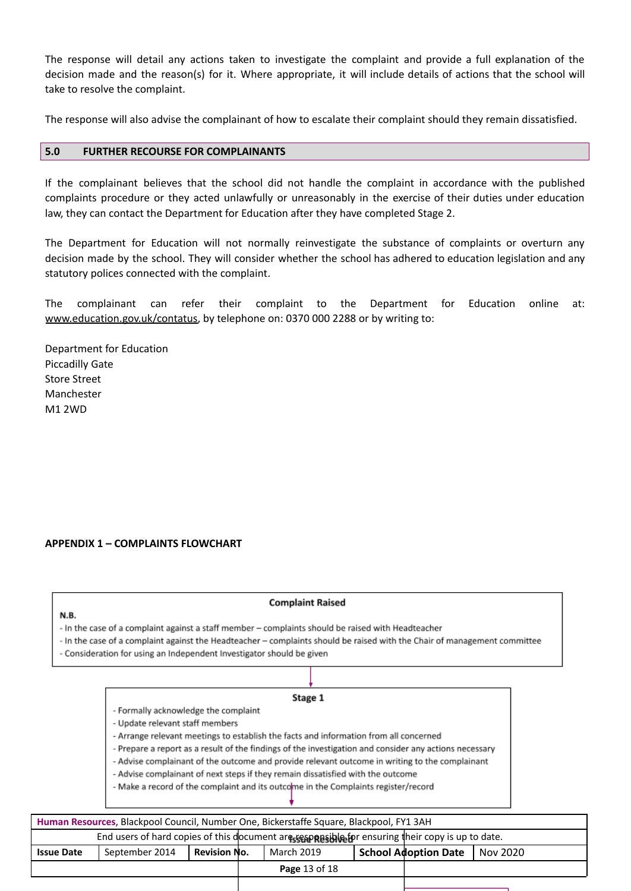The response will detail any actions taken to investigate the complaint and provide a full explanation of the decision made and the reason(s) for it. Where appropriate, it will include details of actions that the school will take to resolve the complaint.

The response will also advise the complainant of how to escalate their complaint should they remain dissatisfied.

## 5.0 FURTHER RECOURSE FOR COMPLAINANTS

If the complainant believes that the school did not handle the complaint in accordance with the published complaints procedure or they acted unlawfully or unreasonably in the exercise of their duties under education law, they can contact the Department for Education after they have completed Stage 2.

The Department for Education will not normally reinvestigate the substance of complaints or overturn any decision made by the school. They will consider whether the school has adhered to education legislation and any statutory polices connected with the complaint.

The complainant can refer their complaint to the Department for Education online at: www.education.gov.uk/contatus, by telephone on: 0370 000 2288 or by writing to:

Department for Education
Piccadilly Gate
Store Street
Manchester
M1 2WD

**APPENDIX 1 – COMPLAINTS FLOWCHART**

**Complaint Raised**

**N.B.**

- In the case of a complaint against a staff member – complaints should be raised with Headteacher
- In the case of a complaint against the Headteacher – complaints should be raised with the Chair of management committee
- Consideration for using an Independent Investigator should be given

**Stage 1**

- Formally acknowledge the complaint
- Update relevant staff members
- Arrange relevant meetings to establish the facts and information from all concerned
- Prepare a report as a result of the findings of the investigation and consider any actions necessary
- Advise complainant of the outcome and provide relevant outcome in writing to the complainant
- Advise complainant of next steps if they remain dissatisfied with the outcome
- Make a record of the complaint and its outcome in the Complaints register/record

**Issue Resolved**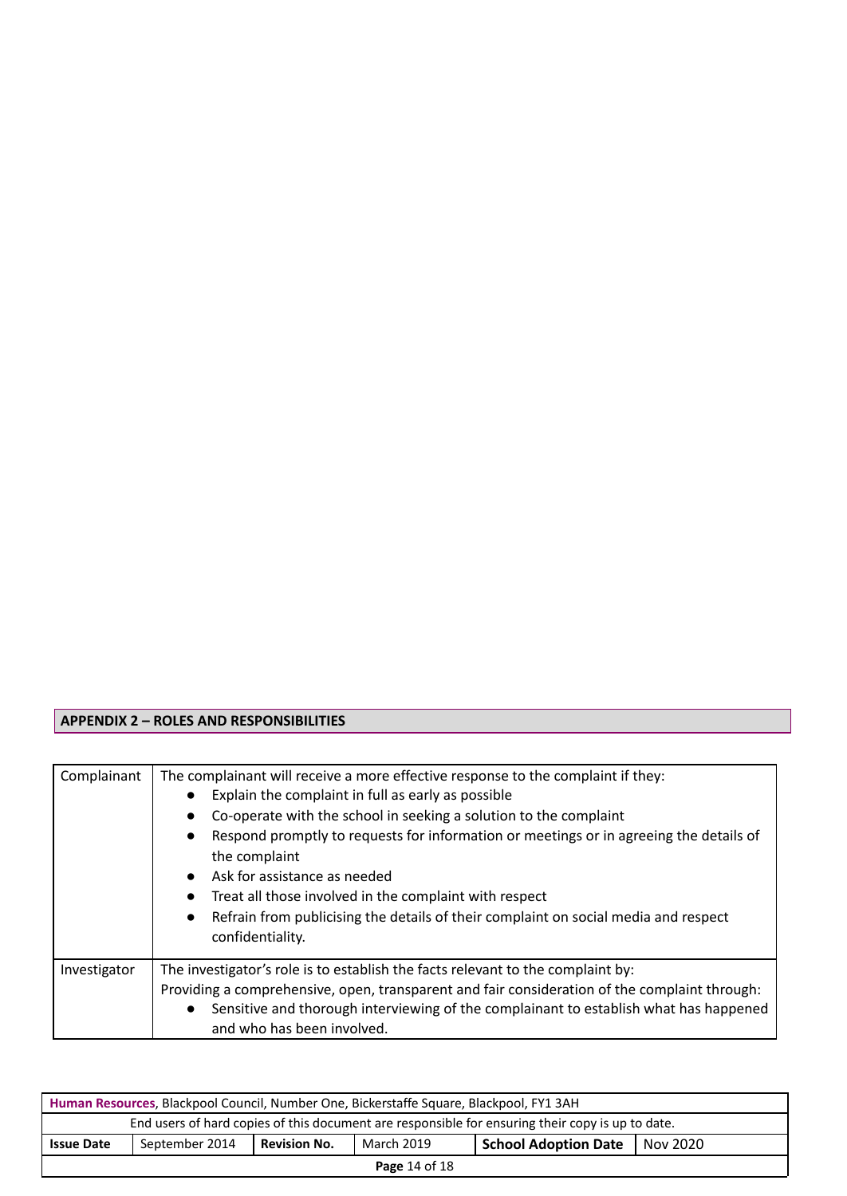## APPENDIX 2 – ROLES AND RESPONSIBILITIES

| | |
|---|---|
| Complainant | The complainant will receive a more effective response to the complaint if they:<br>● Explain the complaint in full as early as possible<br>● Co-operate with the school in seeking a solution to the complaint<br>● Respond promptly to requests for information or meetings or in agreeing the details of the complaint<br>● Ask for assistance as needed<br>● Treat all those involved in the complaint with respect<br>● Refrain from publicising the details of their complaint on social media and respect confidentiality. |
| Investigator | The investigator's role is to establish the facts relevant to the complaint by:<br>Providing a comprehensive, open, transparent and fair consideration of the complaint through:<br>● Sensitive and thorough interviewing of the complainant to establish what has happened and who has been involved. |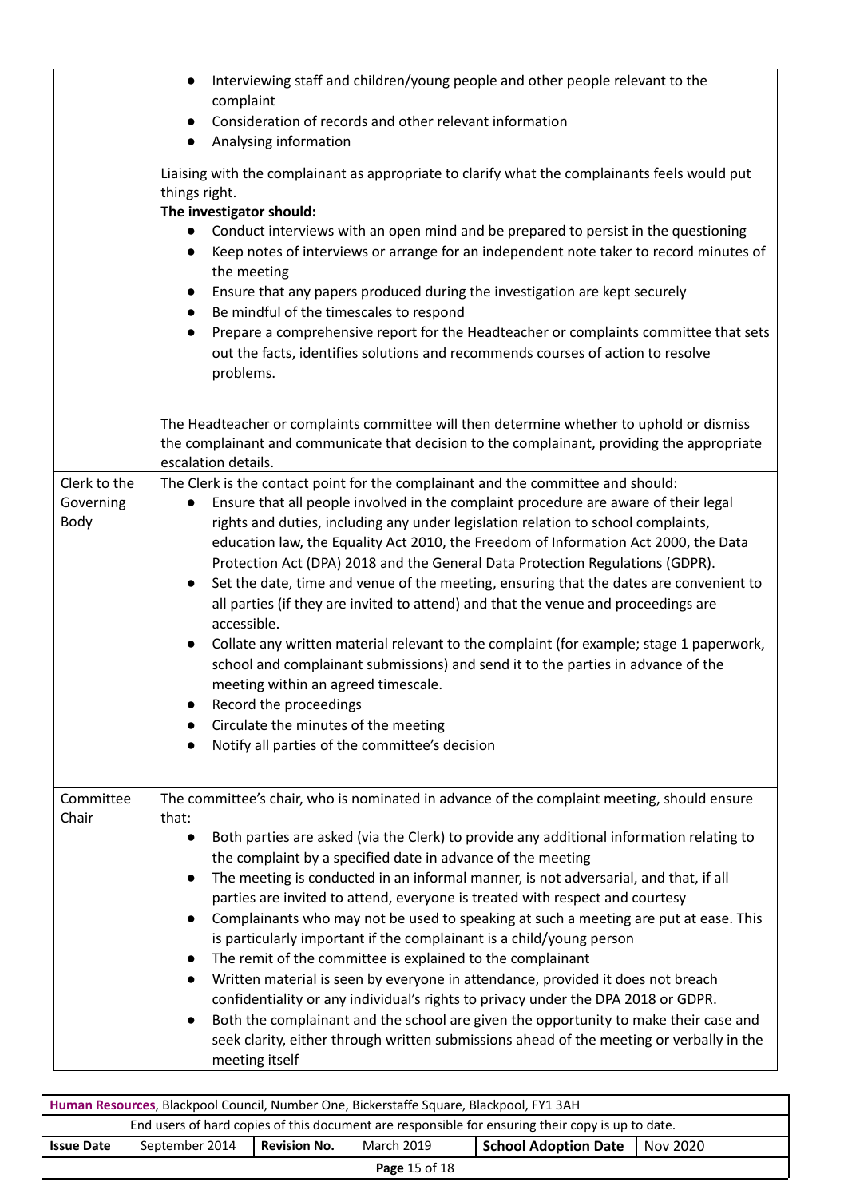| | |
|---|---|
| | • Interviewing staff and children/young people and other people relevant to the complaint<br>• Consideration of records and other relevant information<br>• Analysing information<br><br>Liaising with the complainant as appropriate to clarify what the complainants feels would put things right.<br>**The investigator should:**<br>• Conduct interviews with an open mind and be prepared to persist in the questioning<br>• Keep notes of interviews or arrange for an independent note taker to record minutes of the meeting<br>• Ensure that any papers produced during the investigation are kept securely<br>• Be mindful of the timescales to respond<br>• Prepare a comprehensive report for the Headteacher or complaints committee that sets out the facts, identifies solutions and recommends courses of action to resolve problems.<br><br>The Headteacher or complaints committee will then determine whether to uphold or dismiss the complainant and communicate that decision to the complainant, providing the appropriate escalation details. |
| Clerk to the Governing Body | The Clerk is the contact point for the complainant and the committee and should:<br>• Ensure that all people involved in the complaint procedure are aware of their legal rights and duties, including any under legislation relation to school complaints, education law, the Equality Act 2010, the Freedom of Information Act 2000, the Data Protection Act (DPA) 2018 and the General Data Protection Regulations (GDPR).<br>• Set the date, time and venue of the meeting, ensuring that the dates are convenient to all parties (if they are invited to attend) and that the venue and proceedings are accessible.<br>• Collate any written material relevant to the complaint (for example; stage 1 paperwork, school and complainant submissions) and send it to the parties in advance of the meeting within an agreed timescale.<br>• Record the proceedings<br>• Circulate the minutes of the meeting<br>• Notify all parties of the committee's decision |
| Committee Chair | The committee's chair, who is nominated in advance of the complaint meeting, should ensure that:<br>• Both parties are asked (via the Clerk) to provide any additional information relating to the complaint by a specified date in advance of the meeting<br>• The meeting is conducted in an informal manner, is not adversarial, and that, if all parties are invited to attend, everyone is treated with respect and courtesy<br>• Complainants who may not be used to speaking at such a meeting are put at ease. This is particularly important if the complainant is a child/young person<br>• The remit of the committee is explained to the complainant<br>• Written material is seen by everyone in attendance, provided it does not breach confidentiality or any individual's rights to privacy under the DPA 2018 or GDPR.<br>• Both the complainant and the school are given the opportunity to make their case and seek clarity, either through written submissions ahead of the meeting or verbally in the meeting itself |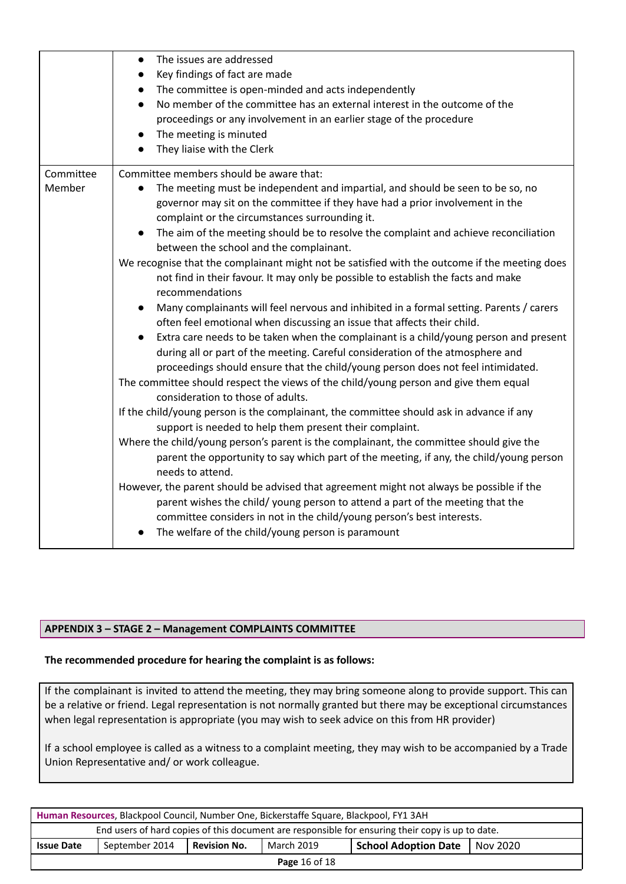| | |
|---|---|
| | • The issues are addressed<br>• Key findings of fact are made<br>• The committee is open-minded and acts independently<br>• No member of the committee has an external interest in the outcome of the proceedings or any involvement in an earlier stage of the procedure<br>• The meeting is minuted<br>• They liaise with the Clerk |
| Committee Member | Committee members should be aware that:<br>• The meeting must be independent and impartial, and should be seen to be so, no governor may sit on the committee if they have had a prior involvement in the complaint or the circumstances surrounding it.<br>• The aim of the meeting should be to resolve the complaint and achieve reconciliation between the school and the complainant.<br>We recognise that the complainant might not be satisfied with the outcome if the meeting does not find in their favour. It may only be possible to establish the facts and make recommendations<br>• Many complainants will feel nervous and inhibited in a formal setting. Parents / carers often feel emotional when discussing an issue that affects their child.<br>• Extra care needs to be taken when the complainant is a child/young person and present during all or part of the meeting. Careful consideration of the atmosphere and proceedings should ensure that the child/young person does not feel intimidated.<br>The committee should respect the views of the child/young person and give them equal consideration to those of adults.<br>If the child/young person is the complainant, the committee should ask in advance if any support is needed to help them present their complaint.<br>Where the child/young person's parent is the complainant, the committee should give the parent the opportunity to say which part of the meeting, if any, the child/young person needs to attend.<br>However, the parent should be advised that agreement might not always be possible if the parent wishes the child/ young person to attend a part of the meeting that the committee considers in not in the child/young person's best interests.<br>• The welfare of the child/young person is paramount |

## APPENDIX 3 – STAGE 2 – Management COMPLAINTS COMMITTEE

**The recommended procedure for hearing the complaint is as follows:**

If the complainant is invited to attend the meeting, they may bring someone along to provide support. This can be a relative or friend. Legal representation is not normally granted but there may be exceptional circumstances when legal representation is appropriate (you may wish to seek advice on this from HR provider)

If a school employee is called as a witness to a complaint meeting, they may wish to be accompanied by a Trade Union Representative and/ or work colleague.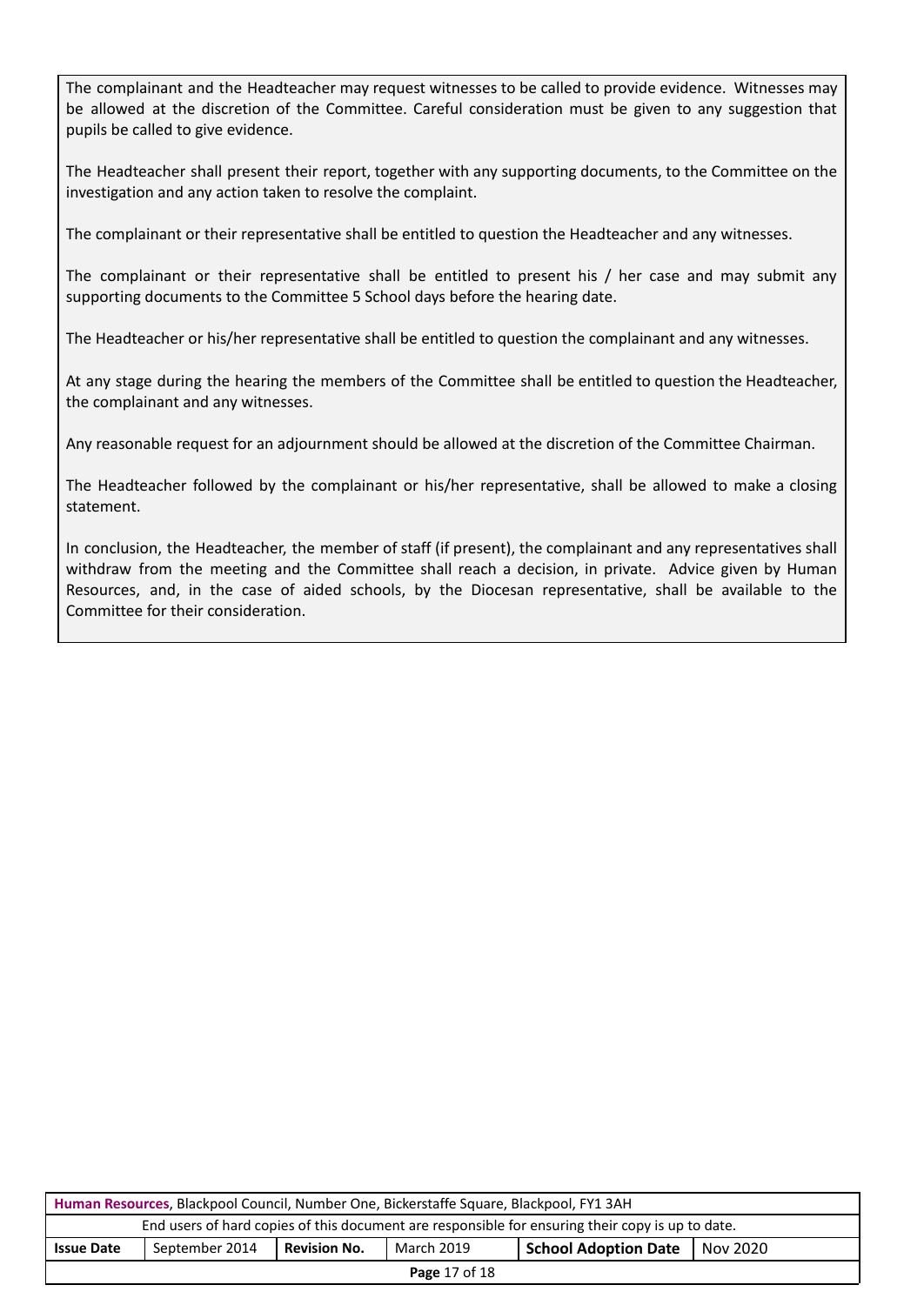The complainant and the Headteacher may request witnesses to be called to provide evidence. Witnesses may be allowed at the discretion of the Committee. Careful consideration must be given to any suggestion that pupils be called to give evidence.

The Headteacher shall present their report, together with any supporting documents, to the Committee on the investigation and any action taken to resolve the complaint.

The complainant or their representative shall be entitled to question the Headteacher and any witnesses.

The complainant or their representative shall be entitled to present his / her case and may submit any supporting documents to the Committee 5 School days before the hearing date.

The Headteacher or his/her representative shall be entitled to question the complainant and any witnesses.

At any stage during the hearing the members of the Committee shall be entitled to question the Headteacher, the complainant and any witnesses.

Any reasonable request for an adjournment should be allowed at the discretion of the Committee Chairman.

The Headteacher followed by the complainant or his/her representative, shall be allowed to make a closing statement.

In conclusion, the Headteacher, the member of staff (if present), the complainant and any representatives shall withdraw from the meeting and the Committee shall reach a decision, in private. Advice given by Human Resources, and, in the case of aided schools, by the Diocesan representative, shall be available to the Committee for their consideration.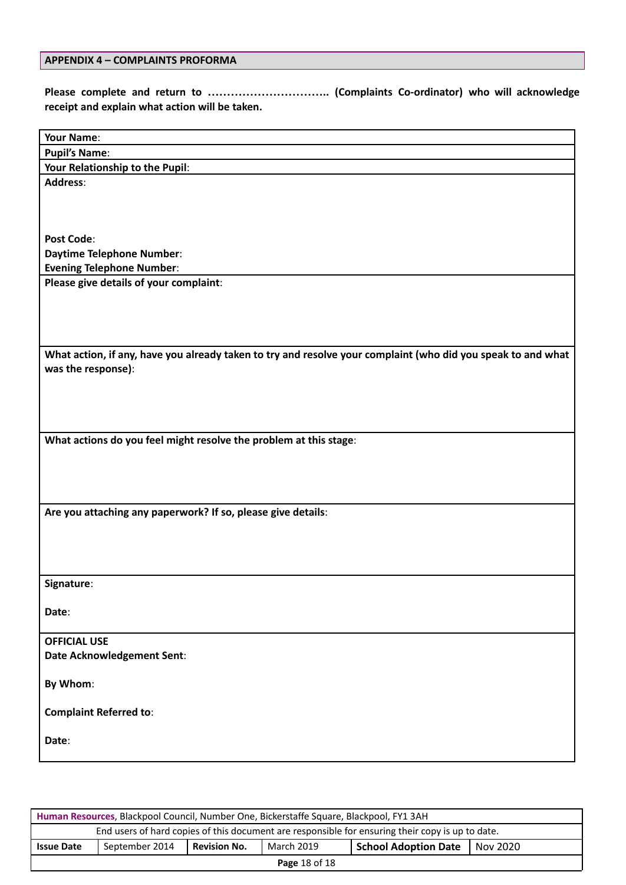## APPENDIX 4 – COMPLAINTS PROFORMA

**Please complete and return to ………………………….. (Complaints Co-ordinator) who will acknowledge receipt and explain what action will be taken.**

| |
|---|
| **Your Name**: |
| **Pupil's Name**: |
| **Your Relationship to the Pupil**: |
| **Address**:<br><br><br><br>**Post Code**:<br>**Daytime Telephone Number**:<br>**Evening Telephone Number**: |
| **Please give details of your complaint**: |
| **What action, if any, have you already taken to try and resolve your complaint (who did you speak to and what was the response)**: |
| **What actions do you feel might resolve the problem at this stage**: |
| **Are you attaching any paperwork? If so, please give details**: |
| **Signature**:<br><br>**Date**: |
| **OFFICIAL USE**<br>**Date Acknowledgement Sent**:<br><br>**By Whom**:<br><br>**Complaint Referred to**:<br><br>**Date**: |